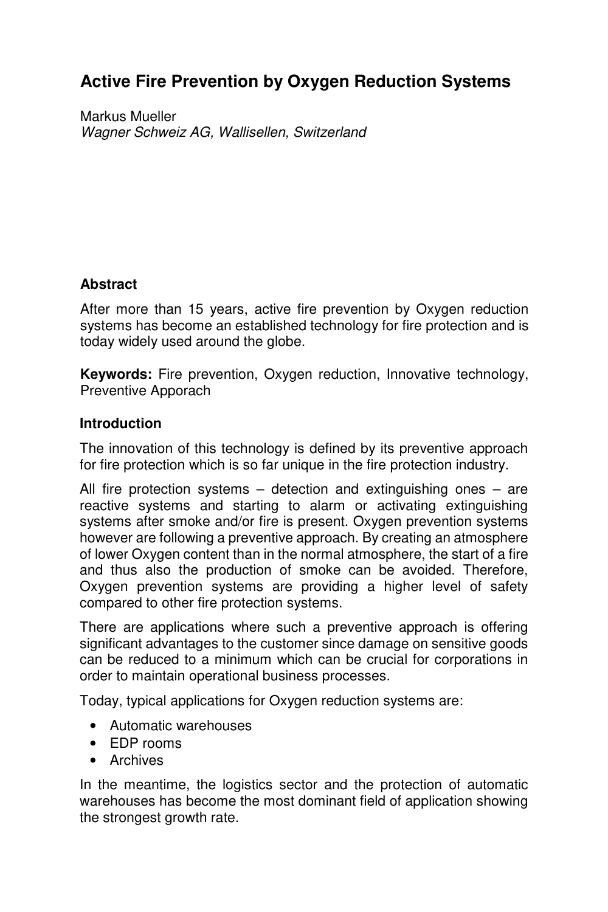# Active Fire Prevention by Oxygen Reduction Systems

Markus Mueller
*Wagner Schweiz AG, Wallisellen, Switzerland*

## Abstract

After more than 15 years, active fire prevention by Oxygen reduction systems has become an established technology for fire protection and is today widely used around the globe.

**Keywords:** Fire prevention, Oxygen reduction, Innovative technology, Preventive Apporach

## Introduction

The innovation of this technology is defined by its preventive approach for fire protection which is so far unique in the fire protection industry.

All fire protection systems – detection and extinguishing ones – are reactive systems and starting to alarm or activating extinguishing systems after smoke and/or fire is present. Oxygen prevention systems however are following a preventive approach. By creating an atmosphere of lower Oxygen content than in the normal atmosphere, the start of a fire and thus also the production of smoke can be avoided. Therefore, Oxygen prevention systems are providing a higher level of safety compared to other fire protection systems.

There are applications where such a preventive approach is offering significant advantages to the customer since damage on sensitive goods can be reduced to a minimum which can be crucial for corporations in order to maintain operational business processes.

Today, typical applications for Oxygen reduction systems are:

- Automatic warehouses
- EDP rooms
- Archives

In the meantime, the logistics sector and the protection of automatic warehouses has become the most dominant field of application showing the strongest growth rate.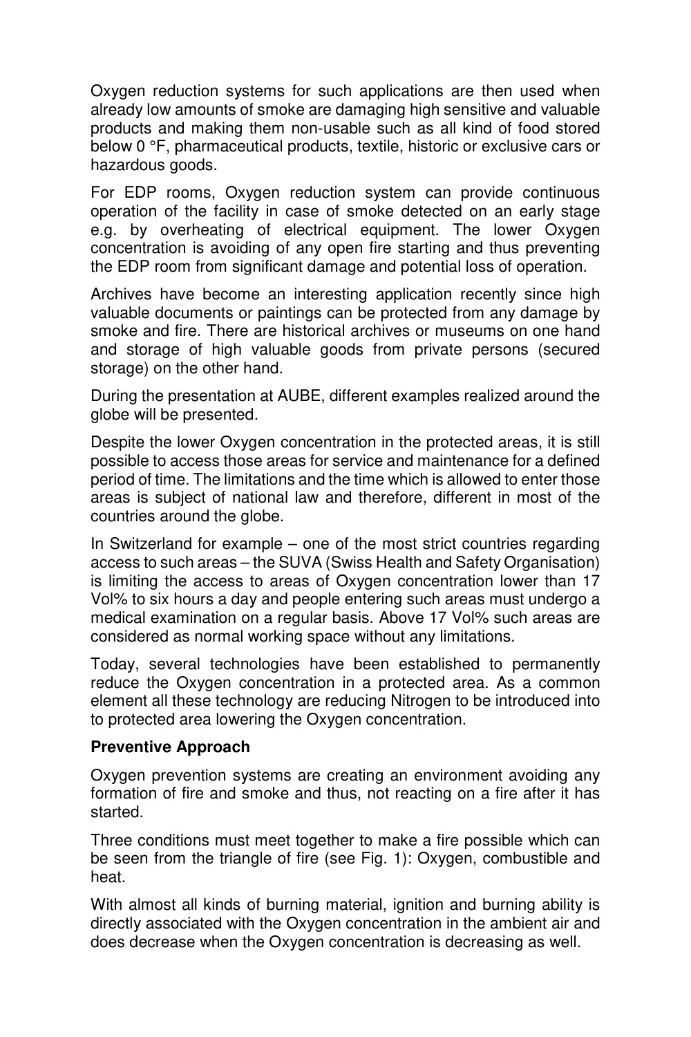Oxygen reduction systems for such applications are then used when already low amounts of smoke are damaging high sensitive and valuable products and making them non-usable such as all kind of food stored below 0 °F, pharmaceutical products, textile, historic or exclusive cars or hazardous goods.

For EDP rooms, Oxygen reduction system can provide continuous operation of the facility in case of smoke detected on an early stage e.g. by overheating of electrical equipment. The lower Oxygen concentration is avoiding of any open fire starting and thus preventing the EDP room from significant damage and potential loss of operation.

Archives have become an interesting application recently since high valuable documents or paintings can be protected from any damage by smoke and fire. There are historical archives or museums on one hand and storage of high valuable goods from private persons (secured storage) on the other hand.

During the presentation at AUBE, different examples realized around the globe will be presented.

Despite the lower Oxygen concentration in the protected areas, it is still possible to access those areas for service and maintenance for a defined period of time. The limitations and the time which is allowed to enter those areas is subject of national law and therefore, different in most of the countries around the globe.

In Switzerland for example – one of the most strict countries regarding access to such areas – the SUVA (Swiss Health and Safety Organisation) is limiting the access to areas of Oxygen concentration lower than 17 Vol% to six hours a day and people entering such areas must undergo a medical examination on a regular basis. Above 17 Vol% such areas are considered as normal working space without any limitations.

Today, several technologies have been established to permanently reduce the Oxygen concentration in a protected area. As a common element all these technology are reducing Nitrogen to be introduced into to protected area lowering the Oxygen concentration.

**Preventive Approach**

Oxygen prevention systems are creating an environment avoiding any formation of fire and smoke and thus, not reacting on a fire after it has started.

Three conditions must meet together to make a fire possible which can be seen from the triangle of fire (see Fig. 1): Oxygen, combustible and heat.

With almost all kinds of burning material, ignition and burning ability is directly associated with the Oxygen concentration in the ambient air and does decrease when the Oxygen concentration is decreasing as well.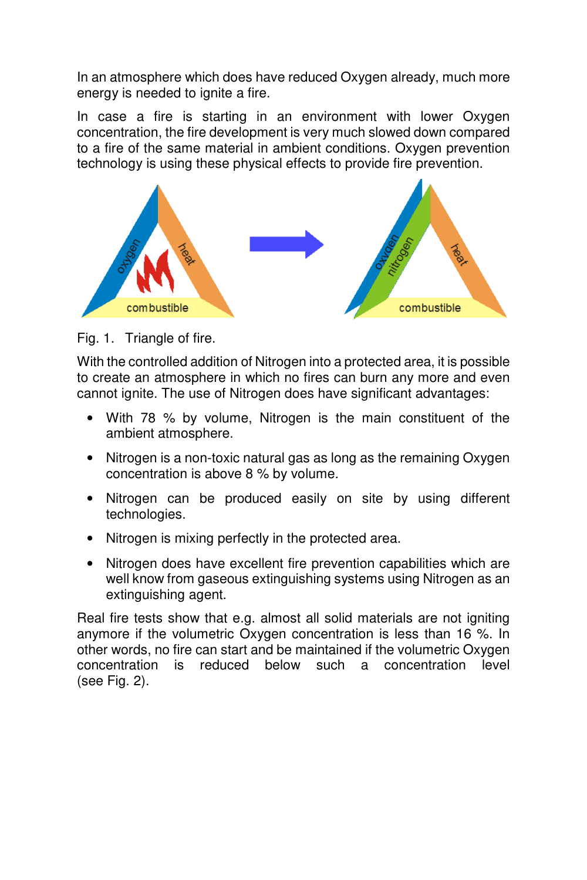In an atmosphere which does have reduced Oxygen already, much more energy is needed to ignite a fire.

In case a fire is starting in an environment with lower Oxygen concentration, the fire development is very much slowed down compared to a fire of the same material in ambient conditions. Oxygen prevention technology is using these physical effects to provide fire prevention.

Fig. 1. Triangle of fire.

With the controlled addition of Nitrogen into a protected area, it is possible to create an atmosphere in which no fires can burn any more and even cannot ignite. The use of Nitrogen does have significant advantages:

- With 78 % by volume, Nitrogen is the main constituent of the ambient atmosphere.
- Nitrogen is a non-toxic natural gas as long as the remaining Oxygen concentration is above 8 % by volume.
- Nitrogen can be produced easily on site by using different technologies.
- Nitrogen is mixing perfectly in the protected area.
- Nitrogen does have excellent fire prevention capabilities which are well know from gaseous extinguishing systems using Nitrogen as an extinguishing agent.

Real fire tests show that e.g. almost all solid materials are not igniting anymore if the volumetric Oxygen concentration is less than 16 %. In other words, no fire can start and be maintained if the volumetric Oxygen concentration is reduced below such a concentration level (see Fig. 2).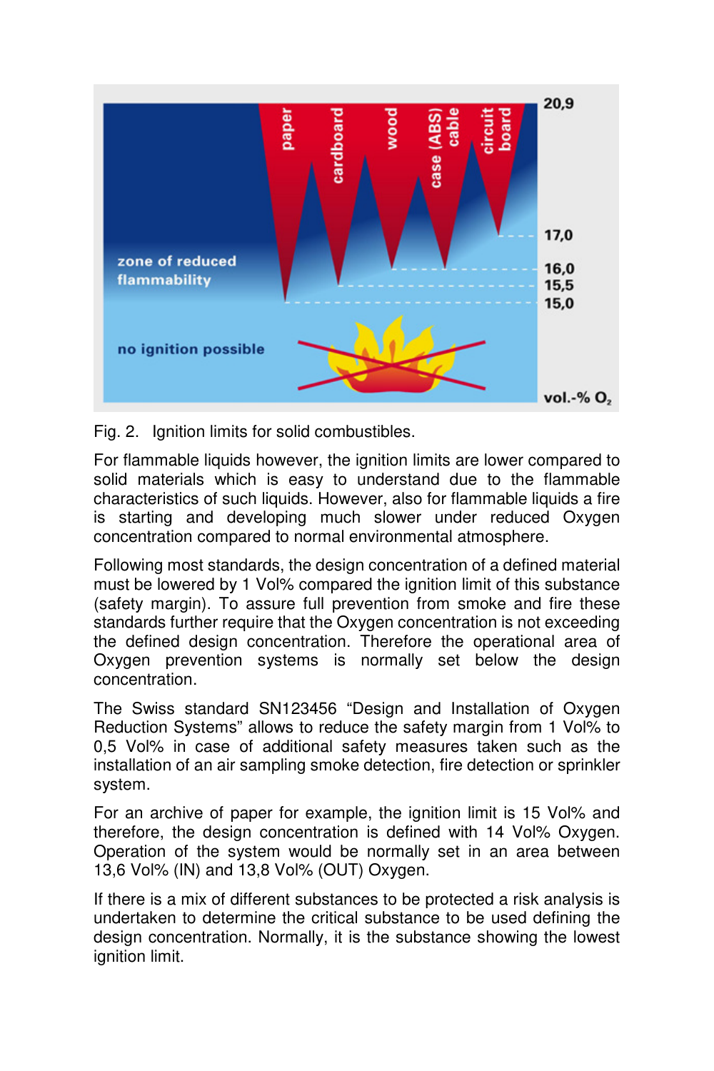Fig. 2. Ignition limits for solid combustibles.

For flammable liquids however, the ignition limits are lower compared to solid materials which is easy to understand due to the flammable characteristics of such liquids. However, also for flammable liquids a fire is starting and developing much slower under reduced Oxygen concentration compared to normal environmental atmosphere.

Following most standards, the design concentration of a defined material must be lowered by 1 Vol% compared the ignition limit of this substance (safety margin). To assure full prevention from smoke and fire these standards further require that the Oxygen concentration is not exceeding the defined design concentration. Therefore the operational area of Oxygen prevention systems is normally set below the design concentration.

The Swiss standard SN123456 "Design and Installation of Oxygen Reduction Systems" allows to reduce the safety margin from 1 Vol% to 0,5 Vol% in case of additional safety measures taken such as the installation of an air sampling smoke detection, fire detection or sprinkler system.

For an archive of paper for example, the ignition limit is 15 Vol% and therefore, the design concentration is defined with 14 Vol% Oxygen. Operation of the system would be normally set in an area between 13,6 Vol% (IN) and 13,8 Vol% (OUT) Oxygen.

If there is a mix of different substances to be protected a risk analysis is undertaken to determine the critical substance to be used defining the design concentration. Normally, it is the substance showing the lowest ignition limit.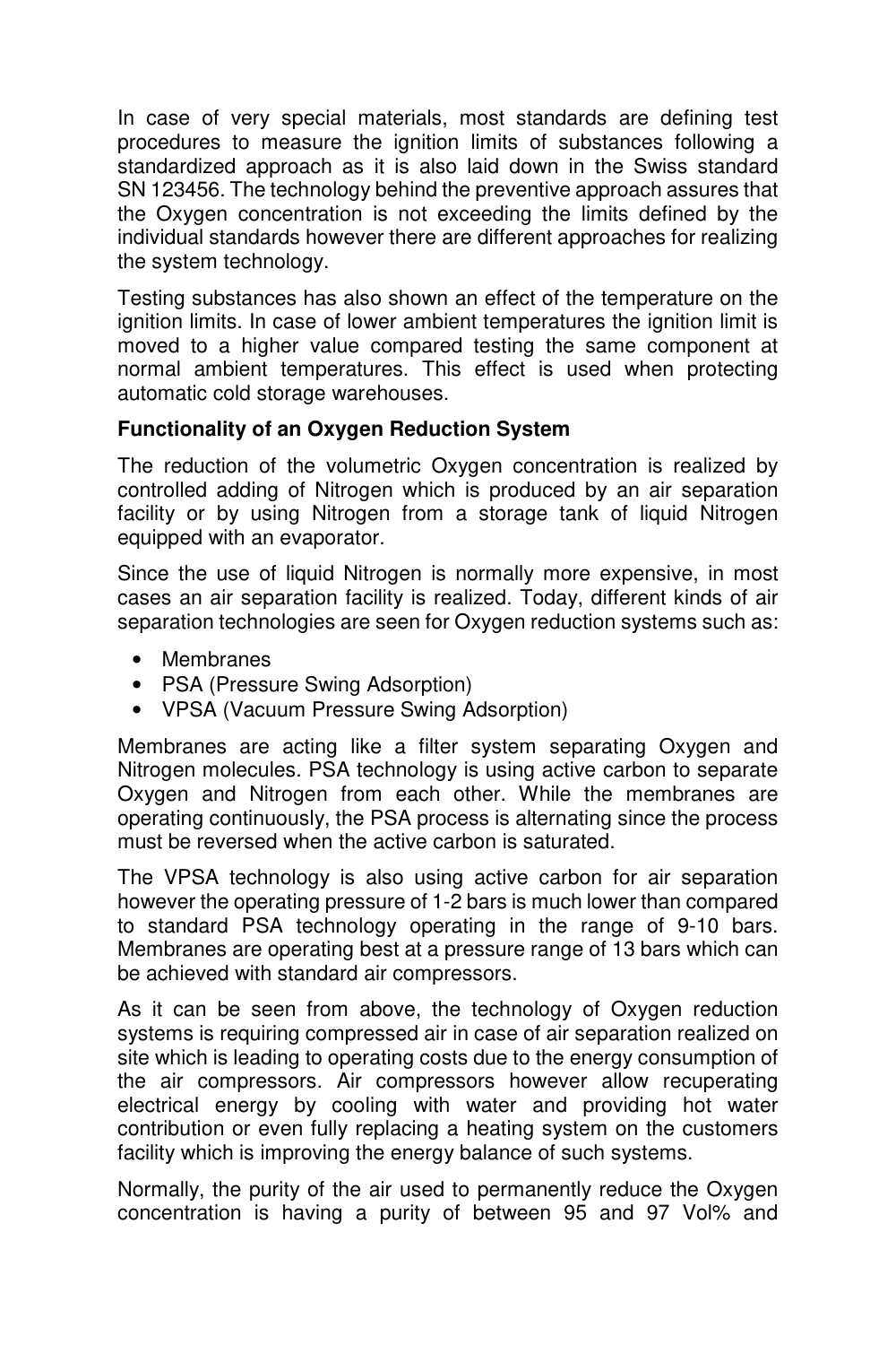In case of very special materials, most standards are defining test procedures to measure the ignition limits of substances following a standardized approach as it is also laid down in the Swiss standard SN 123456. The technology behind the preventive approach assures that the Oxygen concentration is not exceeding the limits defined by the individual standards however there are different approaches for realizing the system technology.

Testing substances has also shown an effect of the temperature on the ignition limits. In case of lower ambient temperatures the ignition limit is moved to a higher value compared testing the same component at normal ambient temperatures. This effect is used when protecting automatic cold storage warehouses.

**Functionality of an Oxygen Reduction System**

The reduction of the volumetric Oxygen concentration is realized by controlled adding of Nitrogen which is produced by an air separation facility or by using Nitrogen from a storage tank of liquid Nitrogen equipped with an evaporator.

Since the use of liquid Nitrogen is normally more expensive, in most cases an air separation facility is realized. Today, different kinds of air separation technologies are seen for Oxygen reduction systems such as:

- Membranes
- PSA (Pressure Swing Adsorption)
- VPSA (Vacuum Pressure Swing Adsorption)

Membranes are acting like a filter system separating Oxygen and Nitrogen molecules. PSA technology is using active carbon to separate Oxygen and Nitrogen from each other. While the membranes are operating continuously, the PSA process is alternating since the process must be reversed when the active carbon is saturated.

The VPSA technology is also using active carbon for air separation however the operating pressure of 1-2 bars is much lower than compared to standard PSA technology operating in the range of 9-10 bars. Membranes are operating best at a pressure range of 13 bars which can be achieved with standard air compressors.

As it can be seen from above, the technology of Oxygen reduction systems is requiring compressed air in case of air separation realized on site which is leading to operating costs due to the energy consumption of the air compressors. Air compressors however allow recuperating electrical energy by cooling with water and providing hot water contribution or even fully replacing a heating system on the customers facility which is improving the energy balance of such systems.

Normally, the purity of the air used to permanently reduce the Oxygen concentration is having a purity of between 95 and 97 Vol% and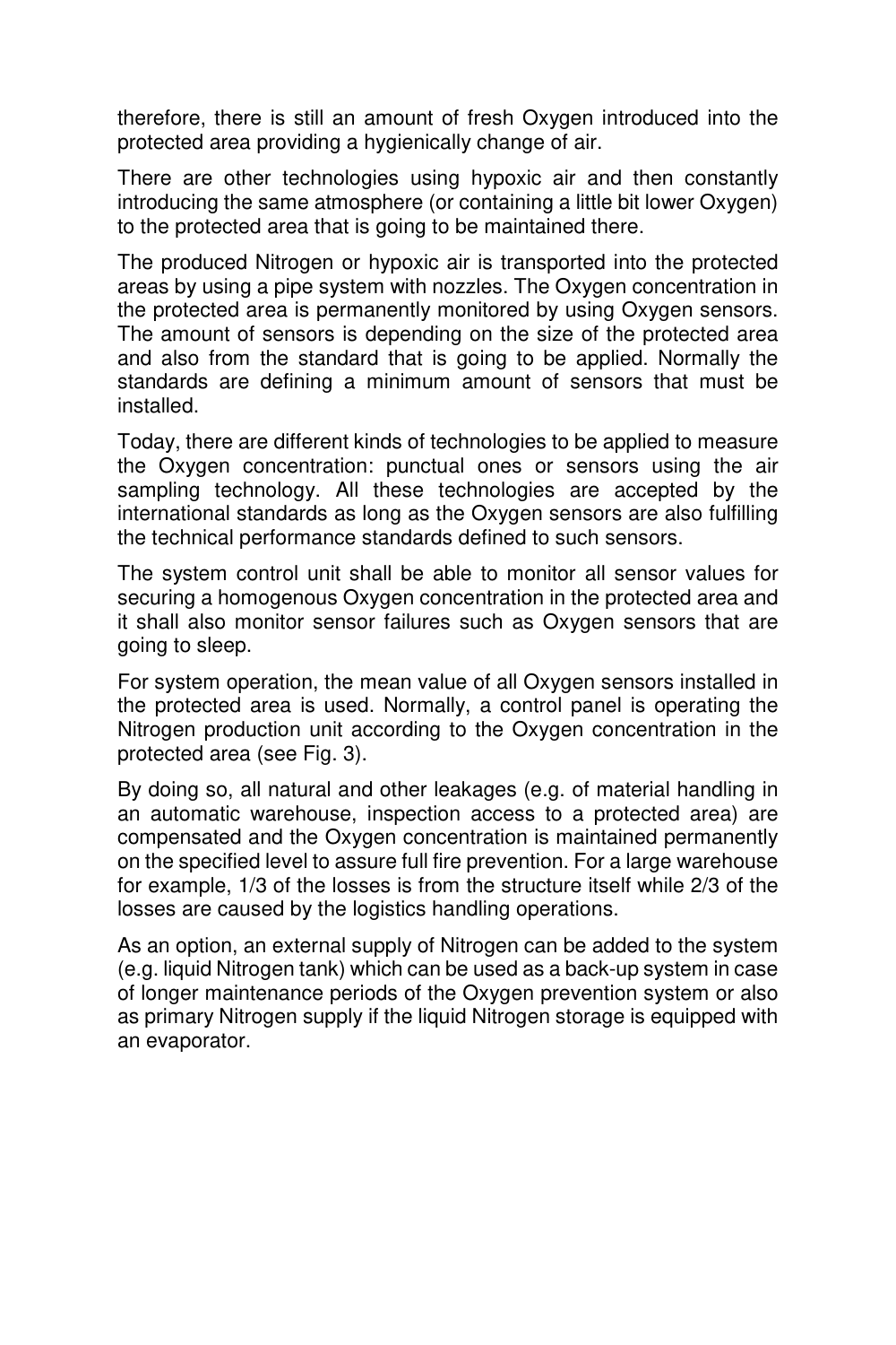therefore, there is still an amount of fresh Oxygen introduced into the protected area providing a hygienically change of air.

There are other technologies using hypoxic air and then constantly introducing the same atmosphere (or containing a little bit lower Oxygen) to the protected area that is going to be maintained there.

The produced Nitrogen or hypoxic air is transported into the protected areas by using a pipe system with nozzles. The Oxygen concentration in the protected area is permanently monitored by using Oxygen sensors. The amount of sensors is depending on the size of the protected area and also from the standard that is going to be applied. Normally the standards are defining a minimum amount of sensors that must be installed.

Today, there are different kinds of technologies to be applied to measure the Oxygen concentration: punctual ones or sensors using the air sampling technology. All these technologies are accepted by the international standards as long as the Oxygen sensors are also fulfilling the technical performance standards defined to such sensors.

The system control unit shall be able to monitor all sensor values for securing a homogenous Oxygen concentration in the protected area and it shall also monitor sensor failures such as Oxygen sensors that are going to sleep.

For system operation, the mean value of all Oxygen sensors installed in the protected area is used. Normally, a control panel is operating the Nitrogen production unit according to the Oxygen concentration in the protected area (see Fig. 3).

By doing so, all natural and other leakages (e.g. of material handling in an automatic warehouse, inspection access to a protected area) are compensated and the Oxygen concentration is maintained permanently on the specified level to assure full fire prevention. For a large warehouse for example, 1/3 of the losses is from the structure itself while 2/3 of the losses are caused by the logistics handling operations.

As an option, an external supply of Nitrogen can be added to the system (e.g. liquid Nitrogen tank) which can be used as a back-up system in case of longer maintenance periods of the Oxygen prevention system or also as primary Nitrogen supply if the liquid Nitrogen storage is equipped with an evaporator.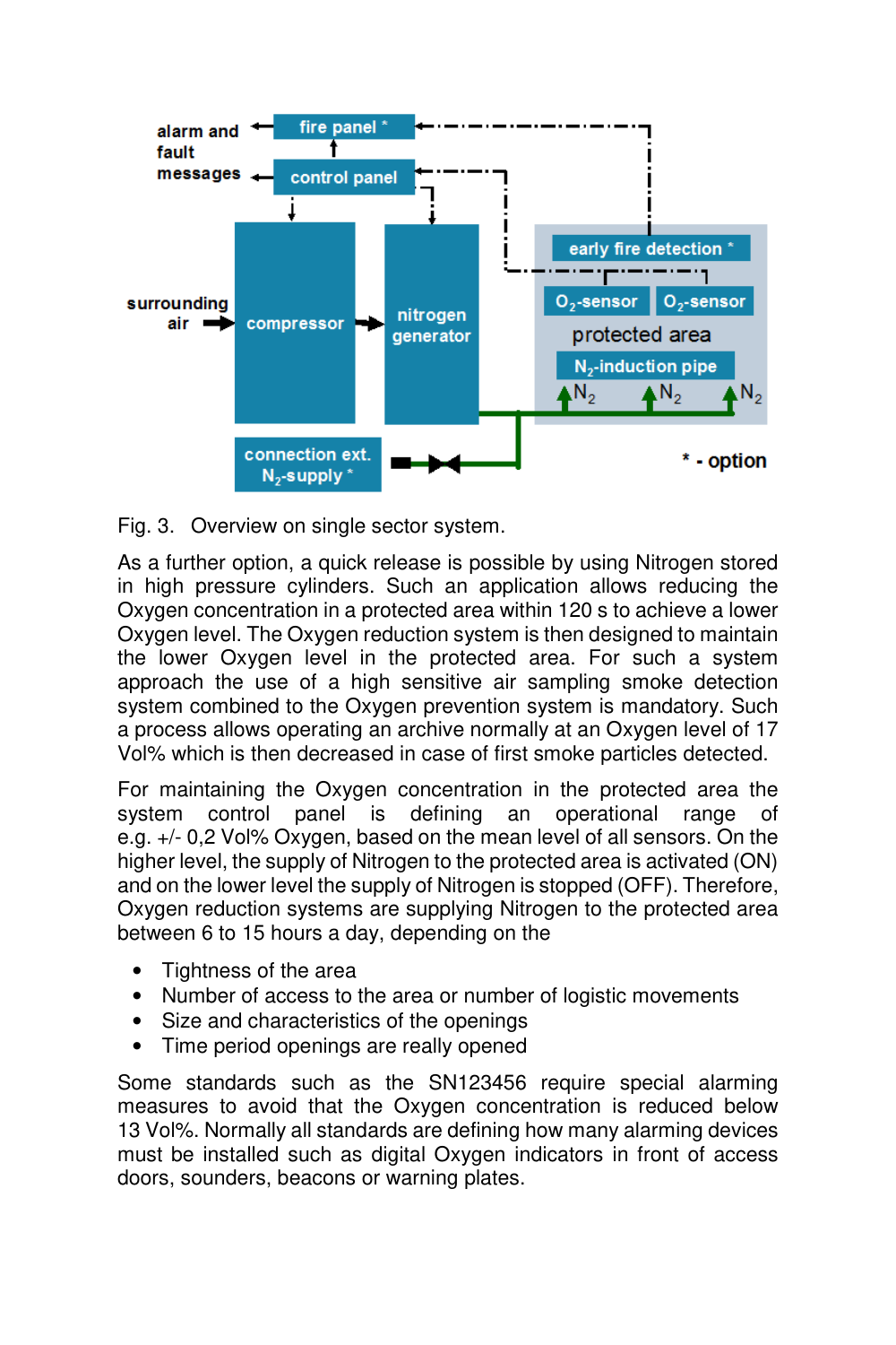Fig. 3. Overview on single sector system.

As a further option, a quick release is possible by using Nitrogen stored in high pressure cylinders. Such an application allows reducing the Oxygen concentration in a protected area within 120 s to achieve a lower Oxygen level. The Oxygen reduction system is then designed to maintain the lower Oxygen level in the protected area. For such a system approach the use of a high sensitive air sampling smoke detection system combined to the Oxygen prevention system is mandatory. Such a process allows operating an archive normally at an Oxygen level of 17 Vol% which is then decreased in case of first smoke particles detected.

For maintaining the Oxygen concentration in the protected area the system control panel is defining an operational range of e.g. +/- 0,2 Vol% Oxygen, based on the mean level of all sensors. On the higher level, the supply of Nitrogen to the protected area is activated (ON) and on the lower level the supply of Nitrogen is stopped (OFF). Therefore, Oxygen reduction systems are supplying Nitrogen to the protected area between 6 to 15 hours a day, depending on the

- Tightness of the area
- Number of access to the area or number of logistic movements
- Size and characteristics of the openings
- Time period openings are really opened

Some standards such as the SN123456 require special alarming measures to avoid that the Oxygen concentration is reduced below 13 Vol%. Normally all standards are defining how many alarming devices must be installed such as digital Oxygen indicators in front of access doors, sounders, beacons or warning plates.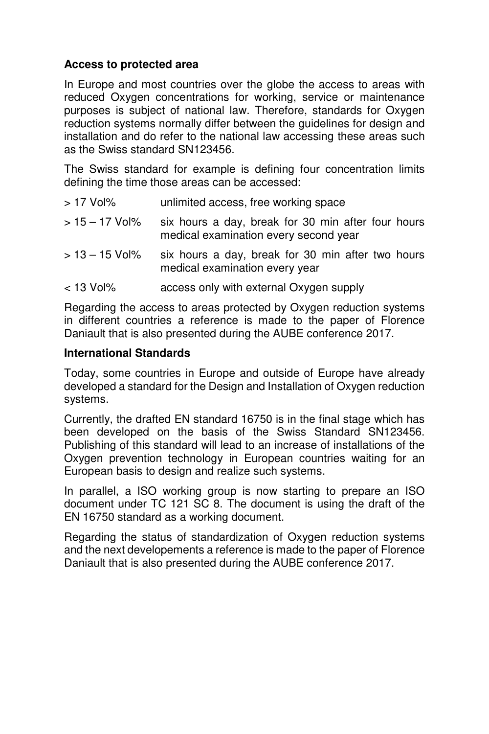**Access to protected area**

In Europe and most countries over the globe the access to areas with reduced Oxygen concentrations for working, service or maintenance purposes is subject of national law. Therefore, standards for Oxygen reduction systems normally differ between the guidelines for design and installation and do refer to the national law accessing these areas such as the Swiss standard SN123456.

The Swiss standard for example is defining four concentration limits defining the time those areas can be accessed:

| | |
|---|---|
| > 17 Vol% | unlimited access, free working space |
| > 15 – 17 Vol% | six hours a day, break for 30 min after four hours medical examination every second year |
| > 13 – 15 Vol% | six hours a day, break for 30 min after two hours medical examination every year |
| < 13 Vol% | access only with external Oxygen supply |

Regarding the access to areas protected by Oxygen reduction systems in different countries a reference is made to the paper of Florence Daniault that is also presented during the AUBE conference 2017.

**International Standards**

Today, some countries in Europe and outside of Europe have already developed a standard for the Design and Installation of Oxygen reduction systems.

Currently, the drafted EN standard 16750 is in the final stage which has been developed on the basis of the Swiss Standard SN123456. Publishing of this standard will lead to an increase of installations of the Oxygen prevention technology in European countries waiting for an European basis to design and realize such systems.

In parallel, a ISO working group is now starting to prepare an ISO document under TC 121 SC 8. The document is using the draft of the EN 16750 standard as a working document.

Regarding the status of standardization of Oxygen reduction systems and the next developements a reference is made to the paper of Florence Daniault that is also presented during the AUBE conference 2017.